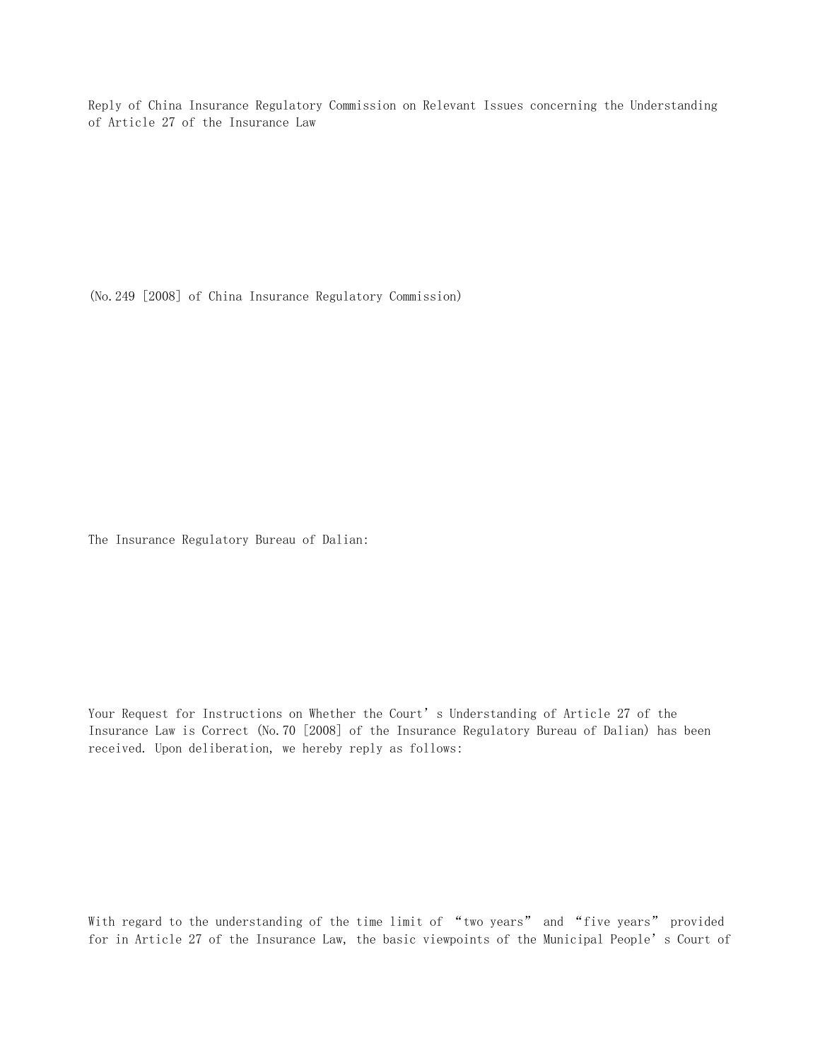# Reply of China Insurance Regulatory Commission on Relevant Issues concerning the Understanding of Article 27 of the Insurance Law

(No.249 [2008] of China Insurance Regulatory Commission)

The Insurance Regulatory Bureau of Dalian:

Your Request for Instructions on Whether the Court's Understanding of Article 27 of the Insurance Law is Correct (No.70 [2008] of the Insurance Regulatory Bureau of Dalian) has been received. Upon deliberation, we hereby reply as follows:

With regard to the understanding of the time limit of "two years" and "five years" provided for in Article 27 of the Insurance Law, the basic viewpoints of the Municipal People's Court of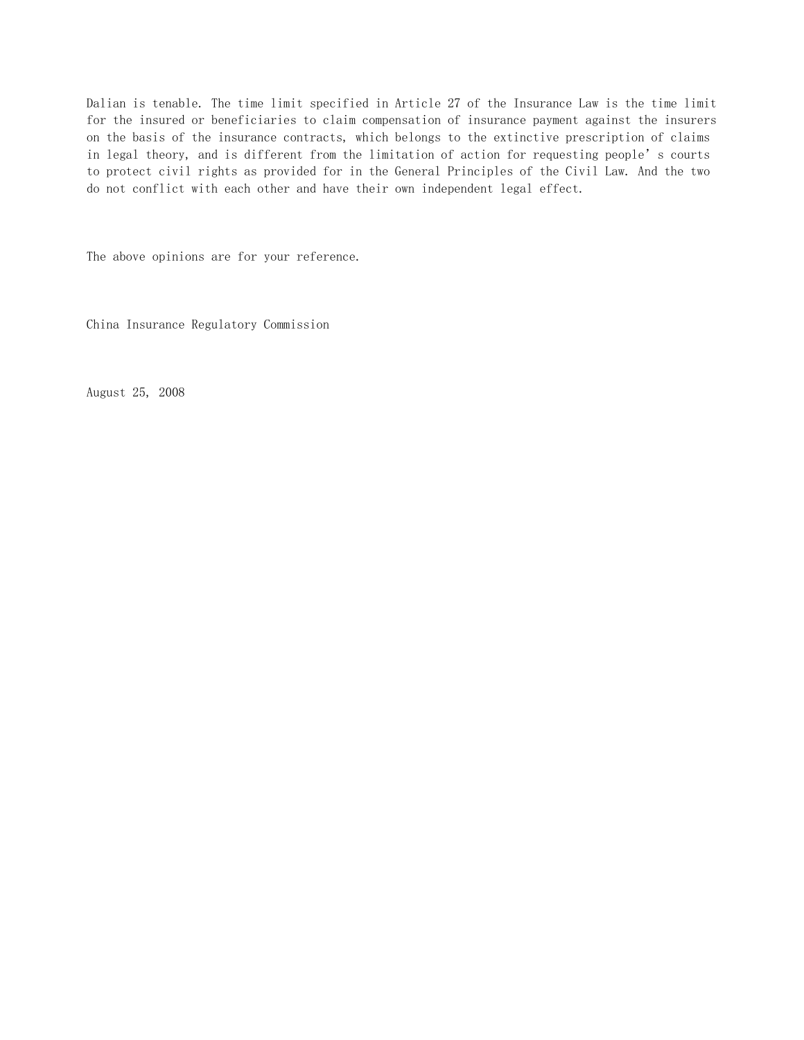Dalian is tenable. The time limit specified in Article 27 of the Insurance Law is the time limit for the insured or beneficiaries to claim compensation of insurance payment against the insurers on the basis of the insurance contracts, which belongs to the extinctive prescription of claims in legal theory, and is different from the limitation of action for requesting people's courts to protect civil rights as provided for in the General Principles of the Civil Law. And the two do not conflict with each other and have their own independent legal effect.

The above opinions are for your reference.

China Insurance Regulatory Commission

August 25, 2008